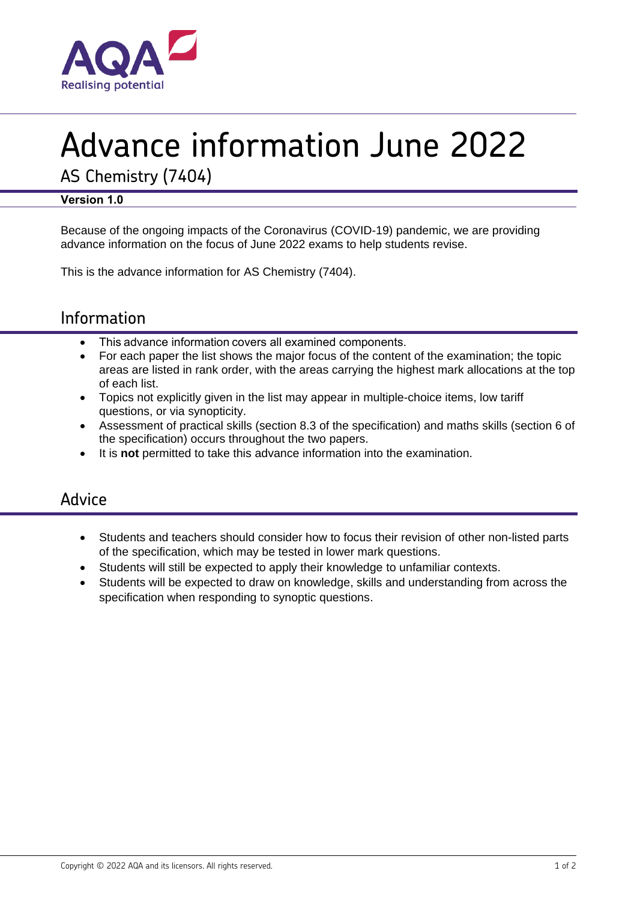# Advance information June 2022

AS Chemistry (7404)

**Version 1.0**

Because of the ongoing impacts of the Coronavirus (COVID-19) pandemic, we are providing advance information on the focus of June 2022 exams to help students revise.

This is the advance information for AS Chemistry (7404).

## Information

- This advance information covers all examined components.
- For each paper the list shows the major focus of the content of the examination; the topic areas are listed in rank order, with the areas carrying the highest mark allocations at the top of each list.
- Topics not explicitly given in the list may appear in multiple-choice items, low tariff questions, or via synopticity.
- Assessment of practical skills (section 8.3 of the specification) and maths skills (section 6 of the specification) occurs throughout the two papers.
- It is **not** permitted to take this advance information into the examination.

## Advice

- Students and teachers should consider how to focus their revision of other non-listed parts of the specification, which may be tested in lower mark questions.
- Students will still be expected to apply their knowledge to unfamiliar contexts.
- Students will be expected to draw on knowledge, skills and understanding from across the specification when responding to synoptic questions.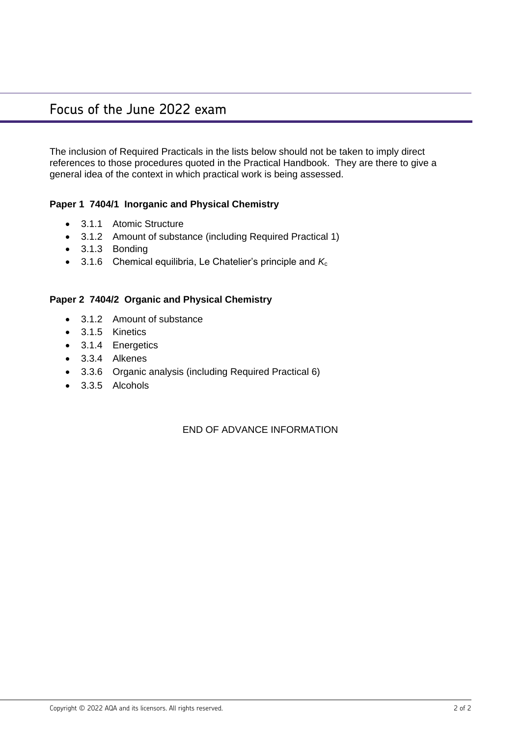## Focus of the June 2022 exam

The inclusion of Required Practicals in the lists below should not be taken to imply direct references to those procedures quoted in the Practical Handbook. They are there to give a general idea of the context in which practical work is being assessed.

**Paper 1 7404/1 Inorganic and Physical Chemistry**

- 3.1.1 Atomic Structure
- 3.1.2 Amount of substance (including Required Practical 1)
- 3.1.3 Bonding
- 3.1.6 Chemical equilibria, Le Chatelier's principle and $K_c$

**Paper 2 7404/2 Organic and Physical Chemistry**

- 3.1.2 Amount of substance
- 3.1.5 Kinetics
- 3.1.4 Energetics
- 3.3.4 Alkenes
- 3.3.6 Organic analysis (including Required Practical 6)
- 3.3.5 Alcohols

END OF ADVANCE INFORMATION

Copyright © 2022 AQA and its licensors. All rights reserved.